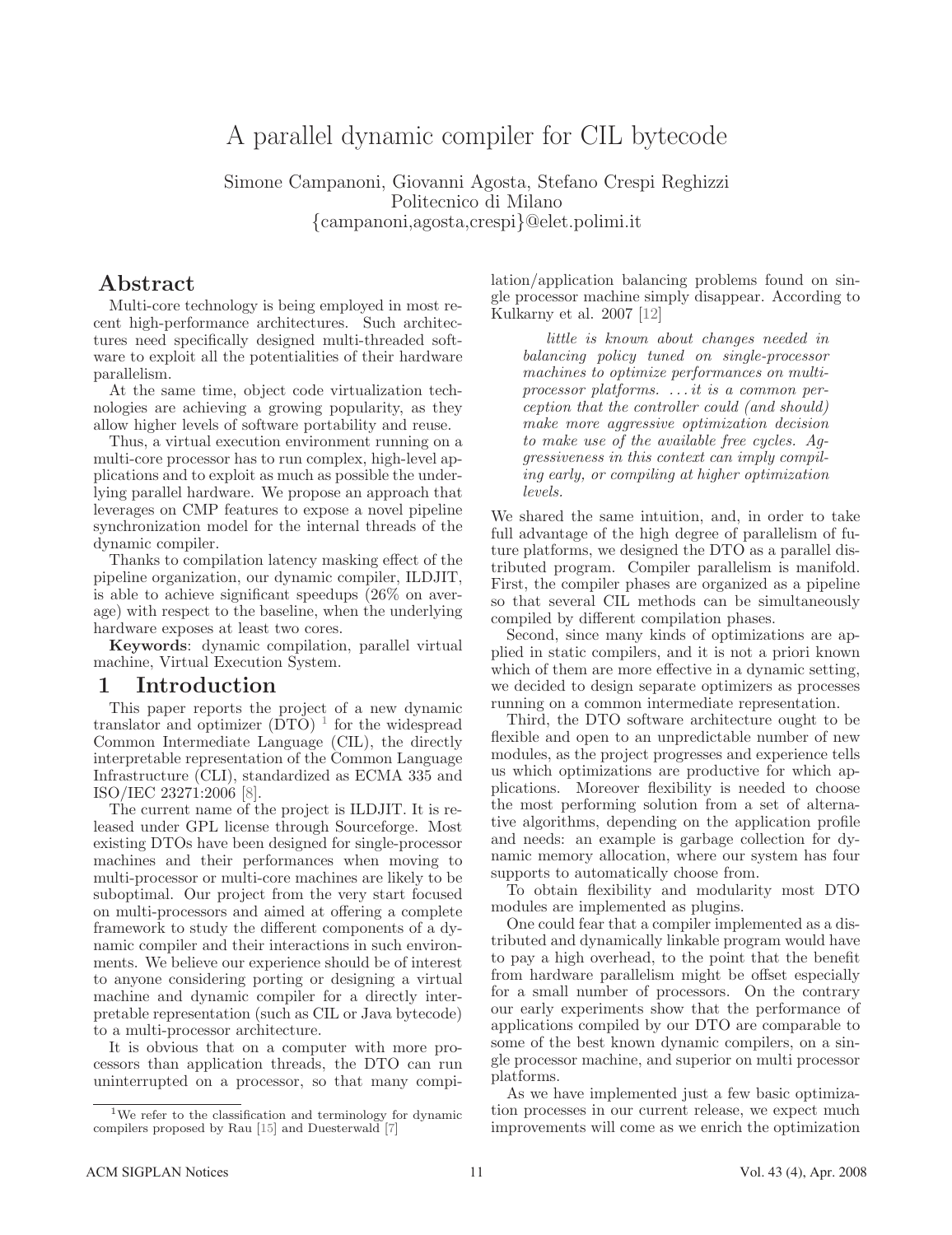# A parallel dynamic compiler for CIL bytecode

Simone Campanoni, Giovanni Agosta, Stefano Crespi Reghizzi
Politecnico di Milano
{campanoni,agosta,crespi}@elet.polimi.it

## Abstract

Multi-core technology is being employed in most recent high-performance architectures. Such architectures need specifically designed multi-threaded software to exploit all the potentialities of their hardware parallelism.

At the same time, object code virtualization technologies are achieving a growing popularity, as they allow higher levels of software portability and reuse.

Thus, a virtual execution environment running on a multi-core processor has to run complex, high-level applications and to exploit as much as possible the underlying parallel hardware. We propose an approach that leverages on CMP features to expose a novel pipeline synchronization model for the internal threads of the dynamic compiler.

Thanks to compilation latency masking effect of the pipeline organization, our dynamic compiler, ILDJIT, is able to achieve significant speedups (26% on average) with respect to the baseline, when the underlying hardware exposes at least two cores.

**Keywords**: dynamic compilation, parallel virtual machine, Virtual Execution System.

## 1 Introduction

This paper reports the project of a new dynamic translator and optimizer (DTO) [1] for the widespread Common Intermediate Language (CIL), the directly interpretable representation of the Common Language Infrastructure (CLI), standardized as ECMA 335 and ISO/IEC 23271:2006 [8].

The current name of the project is ILDJIT. It is released under GPL license through Sourceforge. Most existing DTOs have been designed for single-processor machines and their performances when moving to multi-processor or multi-core machines are likely to be suboptimal. Our project from the very start focused on multi-processors and aimed at offering a complete framework to study the different components of a dynamic compiler and their interactions in such environments. We believe our experience should be of interest to anyone considering porting or designing a virtual machine and dynamic compiler for a directly interpretable representation (such as CIL or Java bytecode) to a multi-processor architecture.

It is obvious that on a computer with more processors than application threads, the DTO can run uninterrupted on a processor, so that many compilation/application balancing problems found on single processor machine simply disappear. According to Kulkarny et al. 2007 [12]

> *little is known about changes needed in balancing policy tuned on single-processor machines to optimize performances on multi-processor platforms. ... it is a common perception that the controller could (and should) make more aggressive optimization decision to make use of the available free cycles. Aggressiveness in this context can imply compiling early, or compiling at higher optimization levels.*

We shared the same intuition, and, in order to take full advantage of the high degree of parallelism of future platforms, we designed the DTO as a parallel distributed program. Compiler parallelism is manifold. First, the compiler phases are organized as a pipeline so that several CIL methods can be simultaneously compiled by different compilation phases.

Second, since many kinds of optimizations are applied in static compilers, and it is not a priori known which of them are more effective in a dynamic setting, we decided to design separate optimizers as processes running on a common intermediate representation.

Third, the DTO software architecture ought to be flexible and open to an unpredictable number of new modules, as the project progresses and experience tells us which optimizations are productive for which applications. Moreover flexibility is needed to choose the most performing solution from a set of alternative algorithms, depending on the application profile and needs: an example is garbage collection for dynamic memory allocation, where our system has four supports to automatically choose from.

To obtain flexibility and modularity most DTO modules are implemented as plugins.

One could fear that a compiler implemented as a distributed and dynamically linkable program would have to pay a high overhead, to the point that the benefit from hardware parallelism might be offset especially for a small number of processors. On the contrary our early experiments show that the performance of applications compiled by our DTO are comparable to some of the best known dynamic compilers, on a single processor machine, and superior on multi processor platforms.

As we have implemented just a few basic optimization processes in our current release, we expect much improvements will come as we enrich the optimization

[1] We refer to the classification and terminology for dynamic compilers proposed by Rau [15] and Duesterwald [7]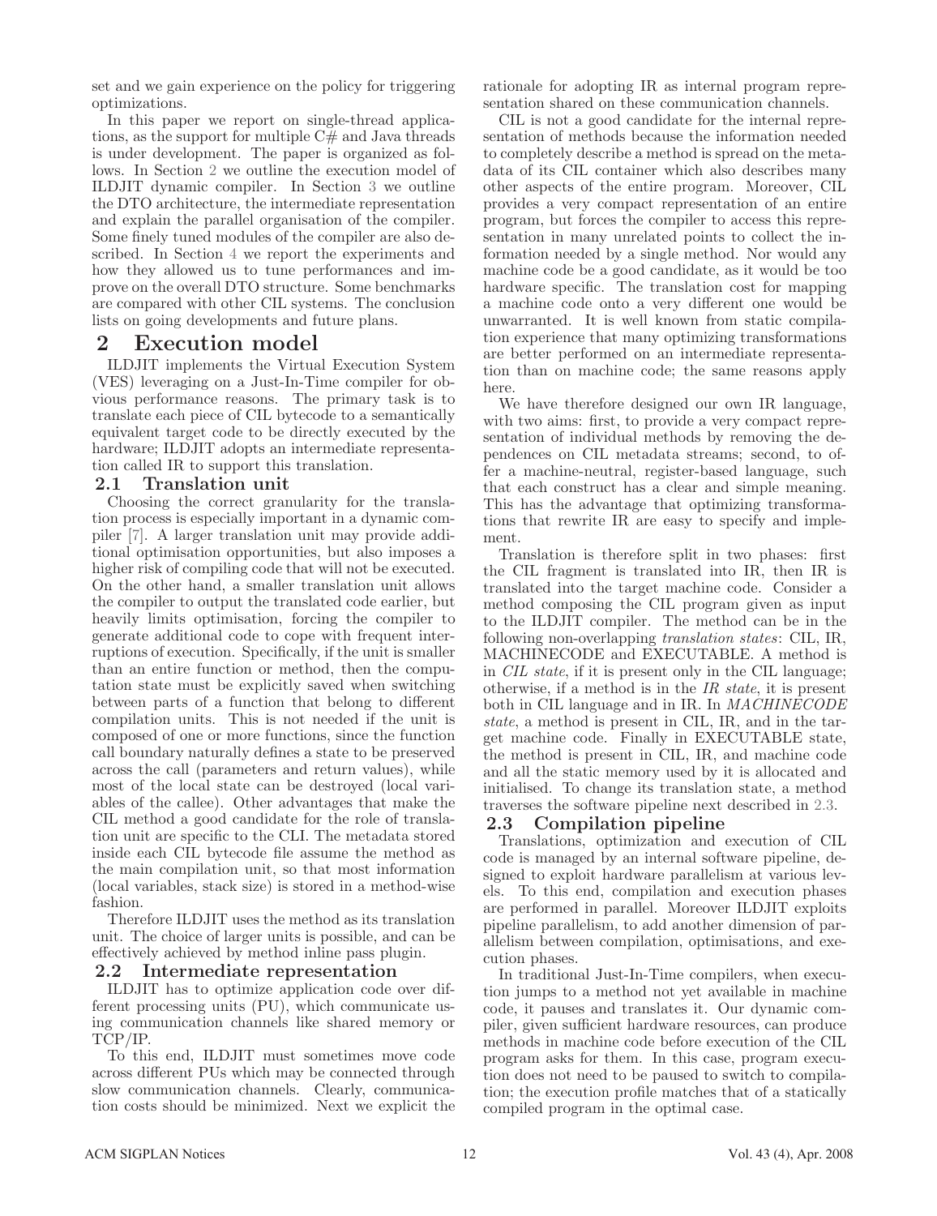set and we gain experience on the policy for triggering optimizations.

In this paper we report on single-thread applications, as the support for multiple C# and Java threads is under development. The paper is organized as follows. In Section 2 we outline the execution model of ILDJIT dynamic compiler. In Section 3 we outline the DTO architecture, the intermediate representation and explain the parallel organisation of the compiler. Some finely tuned modules of the compiler are also described. In Section 4 we report the experiments and how they allowed us to tune performances and improve on the overall DTO structure. Some benchmarks are compared with other CIL systems. The conclusion lists on going developments and future plans.

# 2 Execution model

ILDJIT implements the Virtual Execution System (VES) leveraging on a Just-In-Time compiler for obvious performance reasons. The primary task is to translate each piece of CIL bytecode to a semantically equivalent target code to be directly executed by the hardware; ILDJIT adopts an intermediate representation called IR to support this translation.

## 2.1 Translation unit

Choosing the correct granularity for the translation process is especially important in a dynamic compiler [7]. A larger translation unit may provide additional optimisation opportunities, but also imposes a higher risk of compiling code that will not be executed. On the other hand, a smaller translation unit allows the compiler to output the translated code earlier, but heavily limits optimisation, forcing the compiler to generate additional code to cope with frequent interruptions of execution. Specifically, if the unit is smaller than an entire function or method, then the computation state must be explicitly saved when switching between parts of a function that belong to different compilation units. This is not needed if the unit is composed of one or more functions, since the function call boundary naturally defines a state to be preserved across the call (parameters and return values), while most of the local state can be destroyed (local variables of the callee). Other advantages that make the CIL method a good candidate for the role of translation unit are specific to the CLI. The metadata stored inside each CIL bytecode file assume the method as the main compilation unit, so that most information (local variables, stack size) is stored in a method-wise fashion.

Therefore ILDJIT uses the method as its translation unit. The choice of larger units is possible, and can be effectively achieved by method inline pass plugin.

## 2.2 Intermediate representation

ILDJIT has to optimize application code over different processing units (PU), which communicate using communication channels like shared memory or TCP/IP.

To this end, ILDJIT must sometimes move code across different PUs which may be connected through slow communication channels. Clearly, communication costs should be minimized. Next we explicit the rationale for adopting IR as internal program representation shared on these communication channels.

CIL is not a good candidate for the internal representation of methods because the information needed to completely describe a method is spread on the metadata of its CIL container which also describes many other aspects of the entire program. Moreover, CIL provides a very compact representation of an entire program, but forces the compiler to access this representation in many unrelated points to collect the information needed by a single method. Nor would any machine code be a good candidate, as it would be too hardware specific. The translation cost for mapping a machine code onto a very different one would be unwarranted. It is well known from static compilation experience that many optimizing transformations are better performed on an intermediate representation than on machine code; the same reasons apply here.

We have therefore designed our own IR language, with two aims: first, to provide a very compact representation of individual methods by removing the dependences on CIL metadata streams; second, to offer a machine-neutral, register-based language, such that each construct has a clear and simple meaning. This has the advantage that optimizing transformations that rewrite IR are easy to specify and implement.

Translation is therefore split in two phases: first the CIL fragment is translated into IR, then IR is translated into the target machine code. Consider a method composing the CIL program given as input to the ILDJIT compiler. The method can be in the following non-overlapping *translation states*: CIL, IR, MACHINECODE and EXECUTABLE. A method is in *CIL state*, if it is present only in the CIL language; otherwise, if a method is in the *IR state*, it is present both in CIL language and in IR. In *MACHINECODE state*, a method is present in CIL, IR, and in the target machine code. Finally in EXECUTABLE state, the method is present in CIL, IR, and machine code and all the static memory used by it is allocated and initialised. To change its translation state, a method traverses the software pipeline next described in 2.3.

## 2.3 Compilation pipeline

Translations, optimization and execution of CIL code is managed by an internal software pipeline, designed to exploit hardware parallelism at various levels. To this end, compilation and execution phases are performed in parallel. Moreover ILDJIT exploits pipeline parallelism, to add another dimension of parallelism between compilation, optimisations, and execution phases.

In traditional Just-In-Time compilers, when execution jumps to a method not yet available in machine code, it pauses and translates it. Our dynamic compiler, given sufficient hardware resources, can produce methods in machine code before execution of the CIL program asks for them. In this case, program execution does not need to be paused to switch to compilation; the execution profile matches that of a statically compiled program in the optimal case.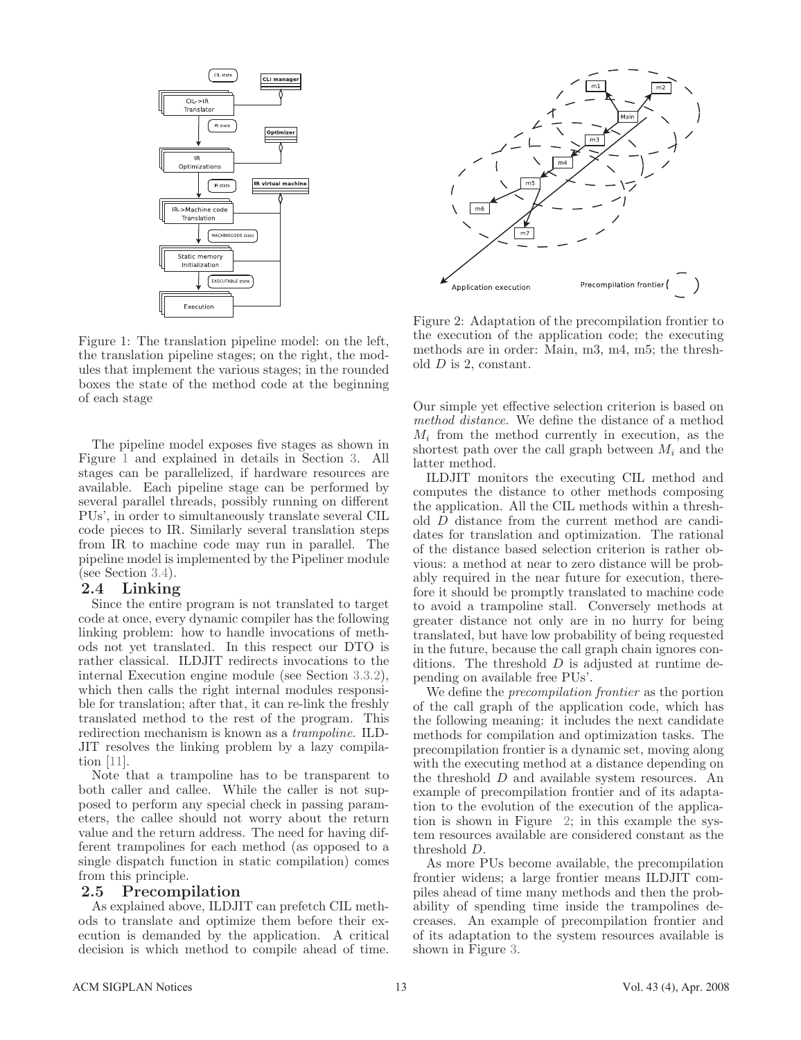Figure 1: The translation pipeline model: on the left, the translation pipeline stages; on the right, the modules that implement the various stages; in the rounded boxes the state of the method code at the beginning of each stage

The pipeline model exposes five stages as shown in Figure 1 and explained in details in Section 3. All stages can be parallelized, if hardware resources are available. Each pipeline stage can be performed by several parallel threads, possibly running on different PUs', in order to simultaneously translate several CIL code pieces to IR. Similarly several translation steps from IR to machine code may run in parallel. The pipeline model is implemented by the Pipeliner module (see Section 3.4).

## 2.4 Linking

Since the entire program is not translated to target code at once, every dynamic compiler has the following linking problem: how to handle invocations of methods not yet translated. In this respect our DTO is rather classical. ILDJIT redirects invocations to the internal Execution engine module (see Section 3.3.2), which then calls the right internal modules responsible for translation; after that, it can re-link the freshly translated method to the rest of the program. This redirection mechanism is known as a *trampoline*. ILDJIT resolves the linking problem by a lazy compilation [11].

Note that a trampoline has to be transparent to both caller and callee. While the caller is not supposed to perform any special check in passing parameters, the callee should not worry about the return value and the return address. The need for having different trampolines for each method (as opposed to a single dispatch function in static compilation) comes from this principle.

## 2.5 Precompilation

As explained above, ILDJIT can prefetch CIL methods to translate and optimize them before their execution is demanded by the application. A critical decision is which method to compile ahead of time.

Figure 2: Adaptation of the precompilation frontier to the execution of the application code; the executing methods are in order: Main, m3, m4, m5; the threshold $D$ is 2, constant.

Our simple yet effective selection criterion is based on *method distance*. We define the distance of a method $M_i$ from the method currently in execution, as the shortest path over the call graph between $M_i$ and the latter method.

ILDJIT monitors the executing CIL method and computes the distance to other methods composing the application. All the CIL methods within a threshold $D$ distance from the current method are candidates for translation and optimization. The rational of the distance based selection criterion is rather obvious: a method at near to zero distance will be probably required in the near future for execution, therefore it should be promptly translated to machine code to avoid a trampoline stall. Conversely methods at greater distance not only are in no hurry for being translated, but have low probability of being requested in the future, because the call graph chain ignores conditions. The threshold $D$ is adjusted at runtime depending on available free PUs'.

We define the *precompilation frontier* as the portion of the call graph of the application code, which has the following meaning: it includes the next candidate methods for compilation and optimization tasks. The precompilation frontier is a dynamic set, moving along with the executing method at a distance depending on the threshold $D$ and available system resources. An example of precompilation frontier and of its adaptation to the evolution of the execution of the application is shown in Figure 2; in this example the system resources available are considered constant as the threshold $D$.

As more PUs become available, the precompilation frontier widens; a large frontier means ILDJIT compiles ahead of time many methods and then the probability of spending time inside the trampolines decreases. An example of precompilation frontier and of its adaptation to the system resources available is shown in Figure 3.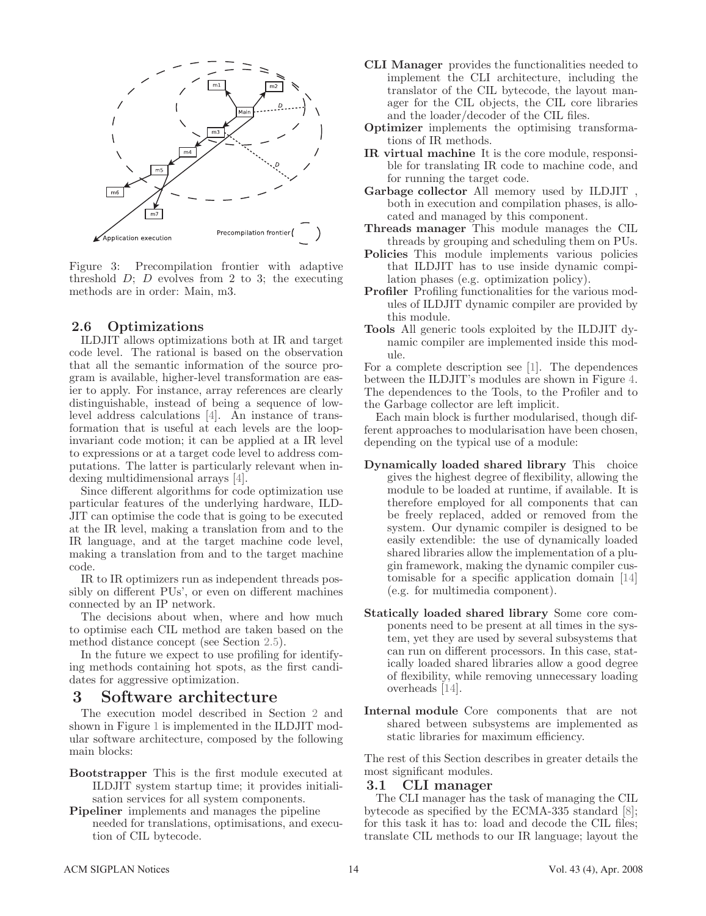Figure 3: Precompilation frontier with adaptive threshold $D$; $D$ evolves from 2 to 3; the executing methods are in order: Main, m3.

### 2.6 Optimizations

ILDJIT allows optimizations both at IR and target code level. The rational is based on the observation that all the semantic information of the source program is available, higher-level transformation are easier to apply. For instance, array references are clearly distinguishable, instead of being a sequence of low-level address calculations [4]. An instance of transformation that is useful at each levels are the loop-invariant code motion; it can be applied at a IR level to expressions or at a target code level to address computations. The latter is particularly relevant when indexing multidimensional arrays [4].

Since different algorithms for code optimization use particular features of the underlying hardware, ILDJIT can optimise the code that is going to be executed at the IR level, making a translation from and to the IR language, and at the target machine code level, making a translation from and to the target machine code.

IR to IR optimizers run as independent threads possibly on different PUs', or even on different machines connected by an IP network.

The decisions about when, where and how much to optimise each CIL method are taken based on the method distance concept (see Section 2.5).

In the future we expect to use profiling for identifying methods containing hot spots, as the first candidates for aggressive optimization.

## 3 Software architecture

The execution model described in Section 2 and shown in Figure 1 is implemented in the ILDJIT modular software architecture, composed by the following main blocks:

- **Bootstrapper** This is the first module executed at ILDJIT system startup time; it provides initialisation services for all system components.
- **Pipeliner** implements and manages the pipeline needed for translations, optimisations, and execution of CIL bytecode.
- **CLI Manager** provides the functionalities needed to implement the CLI architecture, including the translator of the CIL bytecode, the layout manager for the CIL objects, the CIL core libraries and the loader/decoder of the CIL files.
- **Optimizer** implements the optimising transformations of IR methods.
- **IR virtual machine** It is the core module, responsible for translating IR code to machine code, and for running the target code.
- **Garbage collector** All memory used by ILDJIT , both in execution and compilation phases, is allocated and managed by this component.
- **Threads manager** This module manages the CIL threads by grouping and scheduling them on PUs.
- **Policies** This module implements various policies that ILDJIT has to use inside dynamic compilation phases (e.g. optimization policy).
- **Profiler** Profiling functionalities for the various modules of ILDJIT dynamic compiler are provided by this module.
- **Tools** All generic tools exploited by the ILDJIT dynamic compiler are implemented inside this module.

For a complete description see [1]. The dependences between the ILDJIT's modules are shown in Figure 4. The dependences to the Tools, to the Profiler and to the Garbage collector are left implicit.

Each main block is further modularised, though different approaches to modularisation have been chosen, depending on the typical use of a module:

- **Dynamically loaded shared library** This choice gives the highest degree of flexibility, allowing the module to be loaded at runtime, if available. It is therefore employed for all components that can be freely replaced, added or removed from the system. Our dynamic compiler is designed to be easily extendible: the use of dynamically loaded shared libraries allow the implementation of a plugin framework, making the dynamic compiler customisable for a specific application domain [14] (e.g. for multimedia component).

- **Statically loaded shared library** Some core components need to be present at all times in the system, yet they are used by several subsystems that can run on different processors. In this case, statically loaded shared libraries allow a good degree of flexibility, while removing unnecessary loading overheads [14].

- **Internal module** Core components that are not shared between subsystems are implemented as static libraries for maximum efficiency.

The rest of this Section describes in greater details the most significant modules.

### 3.1 CLI manager

The CLI manager has the task of managing the CIL bytecode as specified by the ECMA-335 standard [8]; for this task it has to: load and decode the CIL files; translate CIL methods to our IR language; layout the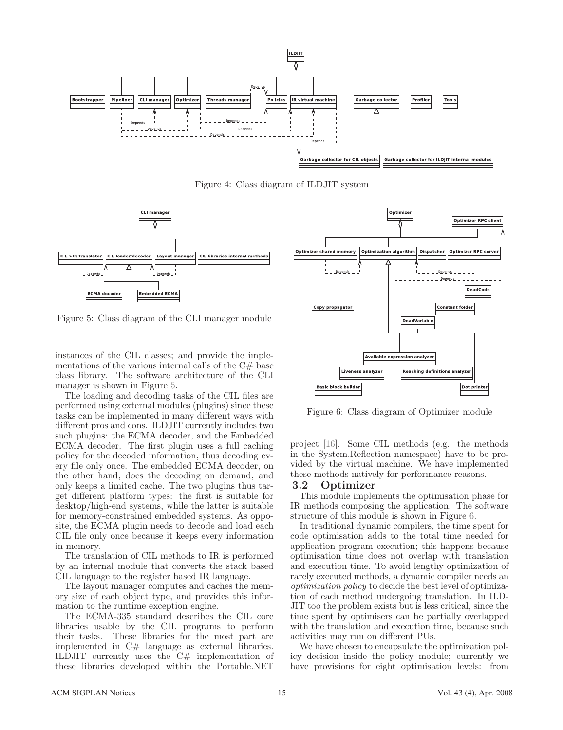Figure 4: Class diagram of ILDJIT system

Figure 5: Class diagram of the CLI manager module

instances of the CIL classes; and provide the implementations of the various internal calls of the C# base class library. The software architecture of the CLI manager is shown in Figure 5.

The loading and decoding tasks of the CIL files are performed using external modules (plugins) since these tasks can be implemented in many different ways with different pros and cons. ILDJIT currently includes two such plugins: the ECMA decoder, and the Embedded ECMA decoder. The first plugin uses a full caching policy for the decoded information, thus decoding every file only once. The embedded ECMA decoder, on the other hand, does the decoding on demand, and only keeps a limited cache. The two plugins thus target different platform types: the first is suitable for desktop/high-end systems, while the latter is suitable for memory-constrained embedded systems. As opposite, the ECMA plugin needs to decode and load each CIL file only once because it keeps every information in memory.

The translation of CIL methods to IR is performed by an internal module that converts the stack based CIL language to the register based IR language.

The layout manager computes and caches the memory size of each object type, and provides this information to the runtime exception engine.

The ECMA-335 standard describes the CIL core libraries usable by the CIL programs to perform their tasks. These libraries for the most part are implemented in C# language as external libraries. ILDJIT currently uses the C# implementation of these libraries developed within the Portable.NET project [16]. Some CIL methods (e.g. the methods in the System.Reflection namespace) have to be provided by the virtual machine. We have implemented these methods natively for performance reasons.

Figure 6: Class diagram of Optimizer module

### 3.2 Optimizer

This module implements the optimisation phase for IR methods composing the application. The software structure of this module is shown in Figure 6.

In traditional dynamic compilers, the time spent for code optimisation adds to the total time needed for application program execution; this happens because optimisation time does not overlap with translation and execution time. To avoid lengthy optimization of rarely executed methods, a dynamic compiler needs an *optimization policy* to decide the best level of optimization of each method undergoing translation. In ILDJIT too the problem exists but is less critical, since the time spent by optimisers can be partially overlapped with the translation and execution time, because such activities may run on different PUs.

We have chosen to encapsulate the optimization policy decision inside the policy module; currently we have provisions for eight optimisation levels: from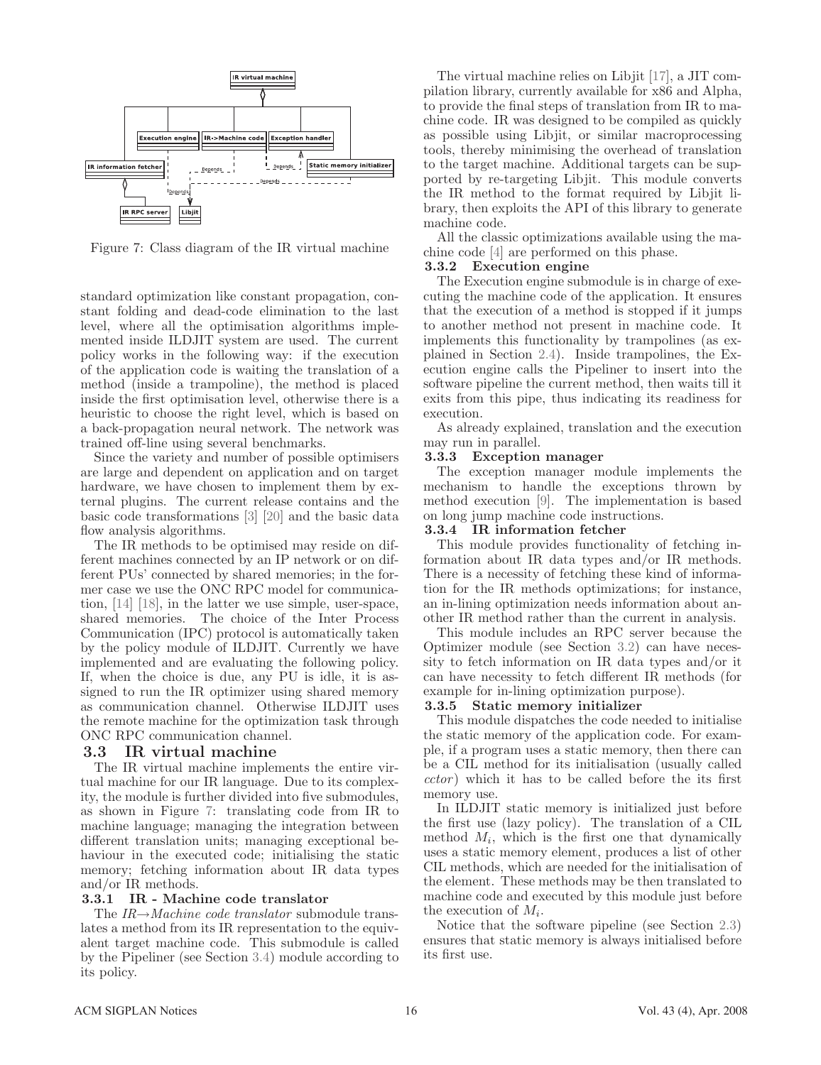Figure 7: Class diagram of the IR virtual machine

standard optimization like constant propagation, constant folding and dead-code elimination to the last level, where all the optimisation algorithms implemented inside ILDJIT system are used. The current policy works in the following way: if the execution of the application code is waiting the translation of a method (inside a trampoline), the method is placed inside the first optimisation level, otherwise there is a heuristic to choose the right level, which is based on a back-propagation neural network. The network was trained off-line using several benchmarks.

Since the variety and number of possible optimisers are large and dependent on application and on target hardware, we have chosen to implement them by external plugins. The current release contains and the basic code transformations [3] [20] and the basic data flow analysis algorithms.

The IR methods to be optimised may reside on different machines connected by an IP network or on different PUs' connected by shared memories; in the former case we use the ONC RPC model for communication, [14] [18], in the latter we use simple, user-space, shared memories. The choice of the Inter Process Communication (IPC) protocol is automatically taken by the policy module of ILDJIT. Currently we have implemented and are evaluating the following policy. If, when the choice is due, any PU is idle, it is assigned to run the IR optimizer using shared memory as communication channel. Otherwise ILDJIT uses the remote machine for the optimization task through ONC RPC communication channel.

## 3.3 IR virtual machine

The IR virtual machine implements the entire virtual machine for our IR language. Due to its complexity, the module is further divided into five submodules, as shown in Figure 7: translating code from IR to machine language; managing the integration between different translation units; managing exceptional behaviour in the executed code; initialising the static memory; fetching information about IR data types and/or IR methods.

### 3.3.1 IR - Machine code translator

The *IR→Machine code translator* submodule translates a method from its IR representation to the equivalent target machine code. This submodule is called by the Pipeliner (see Section 3.4) module according to its policy.

The virtual machine relies on Libjit [17], a JIT compilation library, currently available for x86 and Alpha, to provide the final steps of translation from IR to machine code. IR was designed to be compiled as quickly as possible using Libjit, or similar macroprocessing tools, thereby minimising the overhead of translation to the target machine. Additional targets can be supported by re-targeting Libjit. This module converts the IR method to the format required by Libjit library, then exploits the API of this library to generate machine code.

All the classic optimizations available using the machine code [4] are performed on this phase.

### 3.3.2 Execution engine

The Execution engine submodule is in charge of executing the machine code of the application. It ensures that the execution of a method is stopped if it jumps to another method not present in machine code. It implements this functionality by trampolines (as explained in Section 2.4). Inside trampolines, the Execution engine calls the Pipeliner to insert into the software pipeline the current method, then waits till it exits from this pipe, thus indicating its readiness for execution.

As already explained, translation and the execution may run in parallel.

### 3.3.3 Exception manager

The exception manager module implements the mechanism to handle the exceptions thrown by method execution [9]. The implementation is based on long jump machine code instructions.

### 3.3.4 IR information fetcher

This module provides functionality of fetching information about IR data types and/or IR methods. There is a necessity of fetching these kind of information for the IR methods optimizations; for instance, an in-lining optimization needs information about another IR method rather than the current in analysis.

This module includes an RPC server because the Optimizer module (see Section 3.2) can have necessity to fetch information on IR data types and/or it can have necessity to fetch different IR methods (for example for in-lining optimization purpose).

### 3.3.5 Static memory initializer

This module dispatches the code needed to initialise the static memory of the application code. For example, if a program uses a static memory, then there can be a CIL method for its initialisation (usually called *cctor*) which it has to be called before the its first memory use.

In ILDJIT static memory is initialized just before the first use (lazy policy). The translation of a CIL method $M_i$, which is the first one that dynamically uses a static memory element, produces a list of other CIL methods, which are needed for the initialisation of the element. These methods may be then translated to machine code and executed by this module just before the execution of $M_i$.

Notice that the software pipeline (see Section 2.3) ensures that static memory is always initialised before its first use.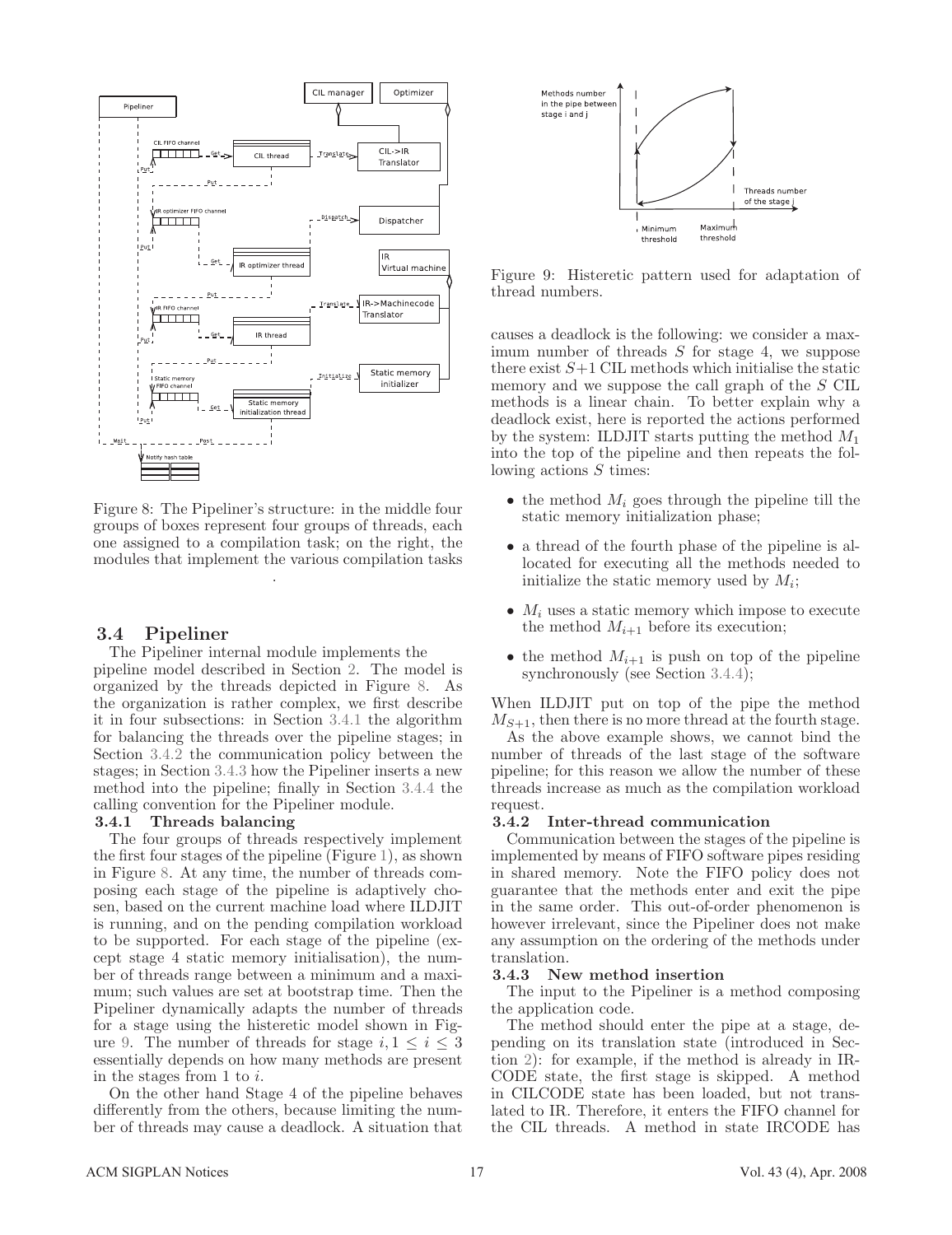Figure 8: The Pipeliner's structure: in the middle four groups of boxes represent four groups of threads, each one assigned to a compilation task; on the right, the modules that implement the various compilation tasks

.

## 3.4 Pipeliner

The Pipeliner internal module implements the pipeline model described in Section 2. The model is organized by the threads depicted in Figure 8. As the organization is rather complex, we first describe it in four subsections: in Section 3.4.1 the algorithm for balancing the threads over the pipeline stages; in Section 3.4.2 the communication policy between the stages; in Section 3.4.3 how the Pipeliner inserts a new method into the pipeline; finally in Section 3.4.4 the calling convention for the Pipeliner module.

### 3.4.1 Threads balancing

The four groups of threads respectively implement the first four stages of the pipeline (Figure 1), as shown in Figure 8. At any time, the number of threads composing each stage of the pipeline is adaptively chosen, based on the current machine load where ILDJIT is running, and on the pending compilation workload to be supported. For each stage of the pipeline (except stage 4 static memory initialisation), the number of threads range between a minimum and a maximum; such values are set at bootstrap time. Then the Pipeliner dynamically adapts the number of threads for a stage using the histeretic model shown in Figure 9. The number of threads for stage $i, 1 \leq i \leq 3$ essentially depends on how many methods are present in the stages from 1 to $i$.

On the other hand Stage 4 of the pipeline behaves differently from the others, because limiting the number of threads may cause a deadlock. A situation that causes a deadlock is the following: we consider a maximum number of threads $S$ for stage 4, we suppose there exist $S+1$ CIL methods which initialise the static memory and we suppose the call graph of the $S$ CIL methods is a linear chain. To better explain why a deadlock exist, here is reported the actions performed by the system: ILDJIT starts putting the method $M_1$ into the top of the pipeline and then repeats the following actions $S$ times:

- the method $M_i$ goes through the pipeline till the static memory initialization phase;
- a thread of the fourth phase of the pipeline is allocated for executing all the methods needed to initialize the static memory used by $M_i$;
- $M_i$ uses a static memory which impose to execute the method $M_{i+1}$ before its execution;
- the method $M_{i+1}$ is push on top of the pipeline synchronously (see Section 3.4.4);

When ILDJIT put on top of the pipe the method $M_{S+1}$, then there is no more thread at the fourth stage.

As the above example shows, we cannot bind the number of threads of the last stage of the software pipeline; for this reason we allow the number of these threads increase as much as the compilation workload request.

Figure 9: Histeretic pattern used for adaptation of thread numbers.

### 3.4.2 Inter-thread communication

Communication between the stages of the pipeline is implemented by means of FIFO software pipes residing in shared memory. Note the FIFO policy does not guarantee that the methods enter and exit the pipe in the same order. This out-of-order phenomenon is however irrelevant, since the Pipeliner does not make any assumption on the ordering of the methods under translation.

### 3.4.3 New method insertion

The input to the Pipeliner is a method composing the application code.

The method should enter the pipe at a stage, depending on its translation state (introduced in Section 2): for example, if the method is already in IRCODE state, the first stage is skipped. A method in CILCODE state has been loaded, but not translated to IR. Therefore, it enters the FIFO channel for the CIL threads. A method in state IRCODE has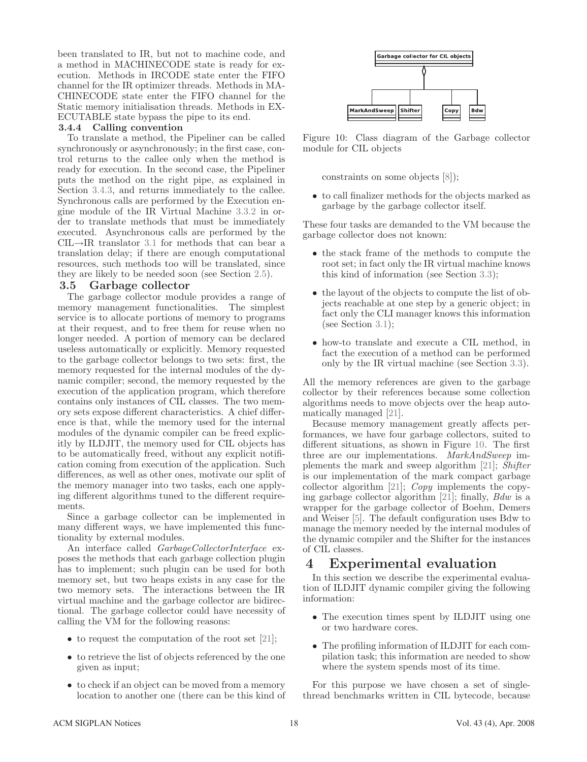been translated to IR, but not to machine code, and a method in MACHINECODE state is ready for execution. Methods in IRCODE state enter the FIFO channel for the IR optimizer threads. Methods in MACHINECODE state enter the FIFO channel for the Static memory initialisation threads. Methods in EXECUTABLE state bypass the pipe to its end.

#### 3.4.4 Calling convention

To translate a method, the Pipeliner can be called synchronously or asynchronously; in the first case, control returns to the callee only when the method is ready for execution. In the second case, the Pipeliner puts the method on the right pipe, as explained in Section 3.4.3, and returns immediately to the callee. Synchronous calls are performed by the Execution engine module of the IR Virtual Machine 3.3.2 in order to translate methods that must be immediately executed. Asynchronous calls are performed by the CIL→IR translator 3.1 for methods that can bear a translation delay; if there are enough computational resources, such methods too will be translated, since they are likely to be needed soon (see Section 2.5).

### 3.5 Garbage collector

The garbage collector module provides a range of memory management functionalities. The simplest service is to allocate portions of memory to programs at their request, and to free them for reuse when no longer needed. A portion of memory can be declared useless automatically or explicitly. Memory requested to the garbage collector belongs to two sets: first, the memory requested for the internal modules of the dynamic compiler; second, the memory requested by the execution of the application program, which therefore contains only instances of CIL classes. The two memory sets expose different characteristics. A chief difference is that, while the memory used for the internal modules of the dynamic compiler can be freed explicitly by ILDJIT, the memory used for CIL objects has to be automatically freed, without any explicit notification coming from execution of the application. Such differences, as well as other ones, motivate our split of the memory manager into two tasks, each one applying different algorithms tuned to the different requirements.

Since a garbage collector can be implemented in many different ways, we have implemented this functionality by external modules.

An interface called *GarbageCollectorInterface* exposes the methods that each garbage collection plugin has to implement; such plugin can be used for both memory set, but two heaps exists in any case for the two memory sets. The interactions between the IR virtual machine and the garbage collector are bidirectional. The garbage collector could have necessity of calling the VM for the following reasons:

- to request the computation of the root set [21];
- to retrieve the list of objects referenced by the one given as input;
- to check if an object can be moved from a memory location to another one (there can be this kind of constraints on some objects [8]);
- to call finalizer methods for the objects marked as garbage by the garbage collector itself.

Figure 10: Class diagram of the Garbage collector module for CIL objects

These four tasks are demanded to the VM because the garbage collector does not known:

- the stack frame of the methods to compute the root set; in fact only the IR virtual machine knows this kind of information (see Section 3.3);
- the layout of the objects to compute the list of objects reachable at one step by a generic object; in fact only the CLI manager knows this information (see Section 3.1);
- how-to translate and execute a CIL method, in fact the execution of a method can be performed only by the IR virtual machine (see Section 3.3).

All the memory references are given to the garbage collector by their references because some collection algorithms needs to move objects over the heap automatically managed [21].

Because memory management greatly affects performances, we have four garbage collectors, suited to different situations, as shown in Figure 10. The first three are our implementations. *MarkAndSweep* implements the mark and sweep algorithm [21]; *Shifter* is our implementation of the mark compact garbage collector algorithm [21]; *Copy* implements the copying garbage collector algorithm [21]; finally, *Bdw* is a wrapper for the garbage collector of Boehm, Demers and Weiser [5]. The default configuration uses Bdw to manage the memory needed by the internal modules of the dynamic compiler and the Shifter for the instances of CIL classes.

# 4 Experimental evaluation

In this section we describe the experimental evaluation of ILDJIT dynamic compiler giving the following information:

- The execution times spent by ILDJIT using one or two hardware cores.
- The profiling information of ILDJIT for each compilation task; this information are needed to show where the system spends most of its time.

For this purpose we have chosen a set of single-thread benchmarks written in CIL bytecode, because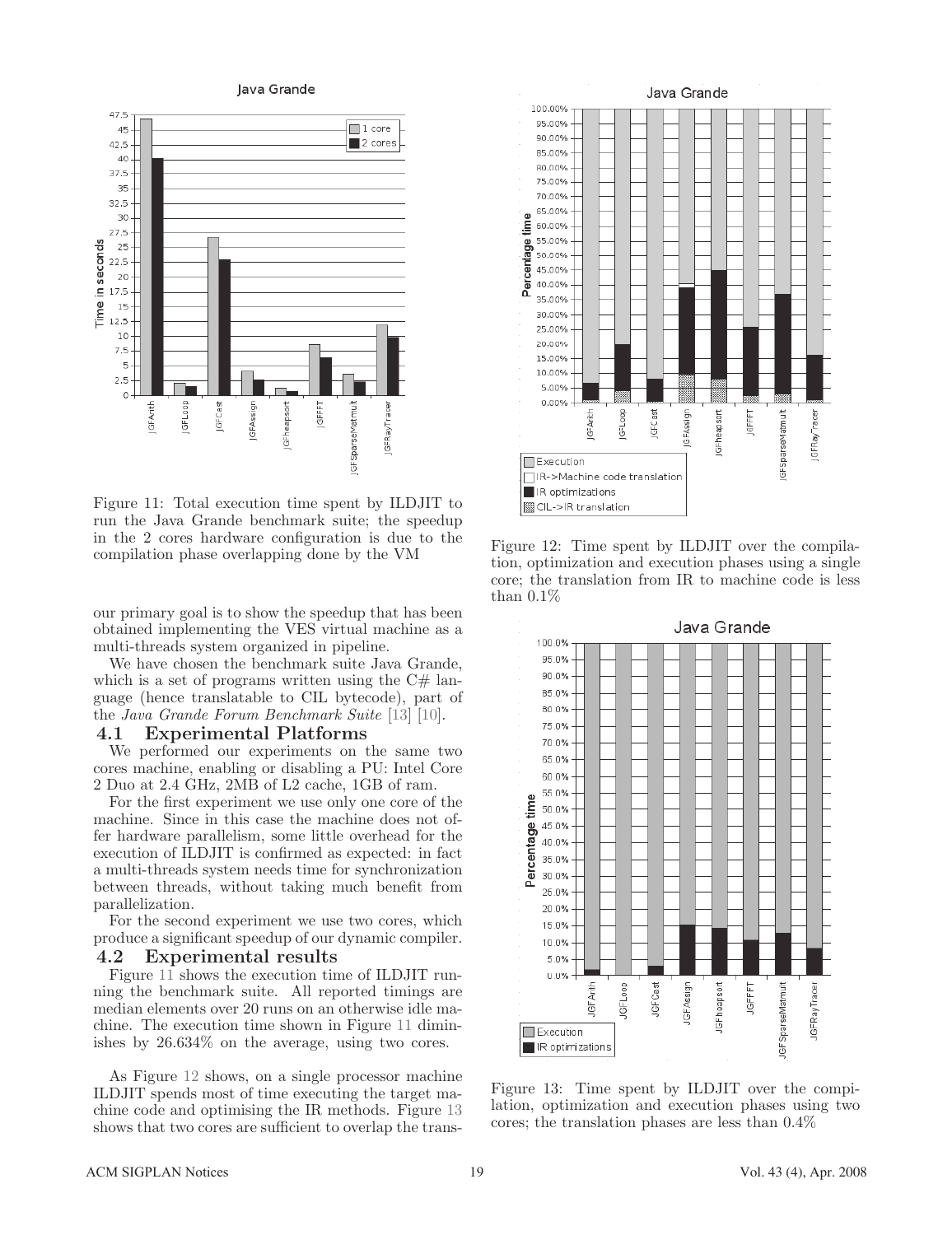Figure 11: Total execution time spent by ILDJIT to run the Java Grande benchmark suite; the speedup in the 2 cores hardware configuration is due to the compilation phase overlapping done by the VM

our primary goal is to show the speedup that has been obtained implementing the VES virtual machine as a multi-threads system organized in pipeline.

We have chosen the benchmark suite Java Grande, which is a set of programs written using the C# language (hence translatable to CIL bytecode), part of the *Java Grande Forum Benchmark Suite* [13] [10].

## 4.1 Experimental Platforms

We performed our experiments on the same two cores machine, enabling or disabling a PU: Intel Core 2 Duo at 2.4 GHz, 2MB of L2 cache, 1GB of ram.

For the first experiment we use only one core of the machine. Since in this case the machine does not offer hardware parallelism, some little overhead for the execution of ILDJIT is confirmed as expected: in fact a multi-threads system needs time for synchronization between threads, without taking much benefit from parallelization.

For the second experiment we use two cores, which produce a significant speedup of our dynamic compiler.

## 4.2 Experimental results

Figure 11 shows the execution time of ILDJIT running the benchmark suite. All reported timings are median elements over 20 runs on an otherwise idle machine. The execution time shown in Figure 11 diminishes by 26.634% on the average, using two cores.

As Figure 12 shows, on a single processor machine ILDJIT spends most of time executing the target machine code and optimising the IR methods. Figure 13 shows that two cores are sufficient to overlap the trans-

Figure 12: Time spent by ILDJIT over the compilation, optimization and execution phases using a single core; the translation from IR to machine code is less than 0.1%

Figure 13: Time spent by ILDJIT over the compilation, optimization and execution phases using two cores; the translation phases are less than 0.4%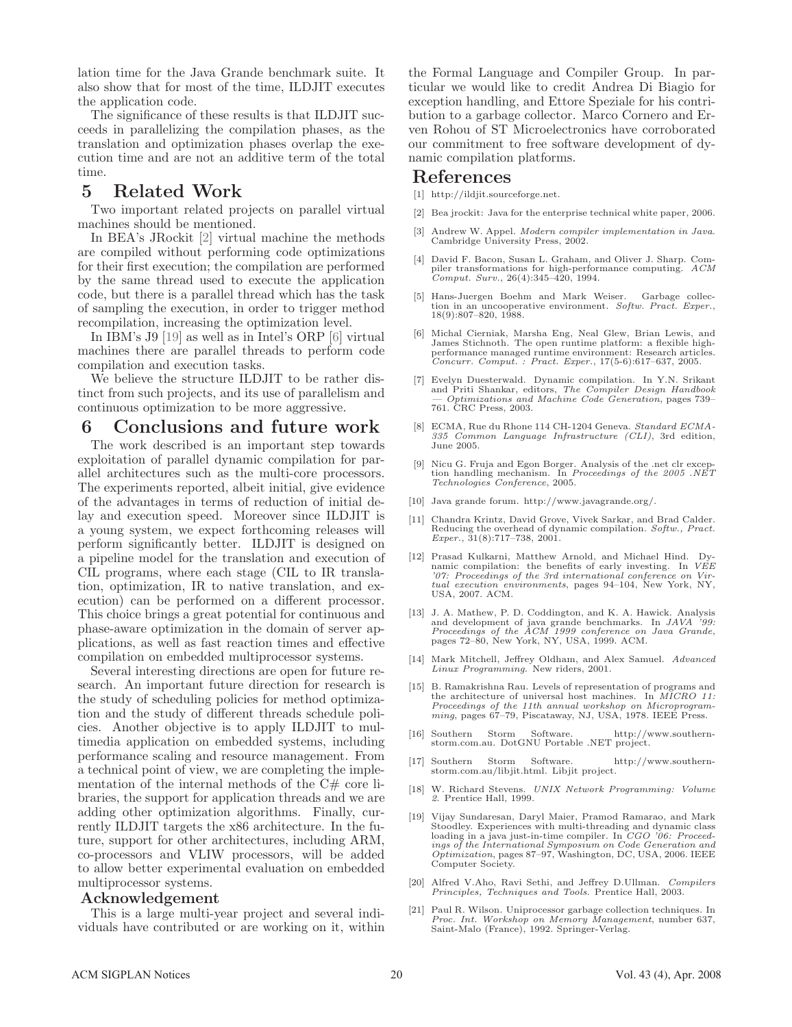lation time for the Java Grande benchmark suite. It also show that for most of the time, ILDJIT executes the application code.

The significance of these results is that ILDJIT succeeds in parallelizing the compilation phases, as the translation and optimization phases overlap the execution time and are not an additive term of the total time.

## 5 Related Work

Two important related projects on parallel virtual machines should be mentioned.

In BEA's JRockit [2] virtual machine the methods are compiled without performing code optimizations for their first execution; the compilation are performed by the same thread used to execute the application code, but there is a parallel thread which has the task of sampling the execution, in order to trigger method recompilation, increasing the optimization level.

In IBM's J9 [19] as well as in Intel's ORP [6] virtual machines there are parallel threads to perform code compilation and execution tasks.

We believe the structure ILDJIT to be rather distinct from such projects, and its use of parallelism and continuous optimization to be more aggressive.

## 6 Conclusions and future work

The work described is an important step towards exploitation of parallel dynamic compilation for parallel architectures such as the multi-core processors. The experiments reported, albeit initial, give evidence of the advantages in terms of reduction of initial delay and execution speed. Moreover since ILDJIT is a young system, we expect forthcoming releases will perform significantly better. ILDJIT is designed on a pipeline model for the translation and execution of CIL programs, where each stage (CIL to IR translation, optimization, IR to native translation, and execution) can be performed on a different processor. This choice brings a great potential for continuous and phase-aware optimization in the domain of server applications, as well as fast reaction times and effective compilation on embedded multiprocessor systems.

Several interesting directions are open for future research. An important future direction for research is the study of scheduling policies for method optimization and the study of different threads schedule policies. Another objective is to apply ILDJIT to multimedia application on embedded systems, including performance scaling and resource management. From a technical point of view, we are completing the implementation of the internal methods of the C# core libraries, the support for application threads and we are adding other optimization algorithms. Finally, currently ILDJIT targets the x86 architecture. In the future, support for other architectures, including ARM, co-processors and VLIW processors, will be added to allow better experimental evaluation on embedded multiprocessor systems.

### Acknowledgement

This is a large multi-year project and several individuals have contributed or are working on it, within the Formal Language and Compiler Group. In particular we would like to credit Andrea Di Biagio for exception handling, and Ettore Speziale for his contribution to a garbage collector. Marco Cornero and Erven Rohou of ST Microelectronics have corroborated our commitment to free software development of dynamic compilation platforms.

## References

[1] http://ildjit.sourceforge.net.

[2] Bea jrockit: Java for the enterprise technical white paper, 2006.

[3] Andrew W. Appel. *Modern compiler implementation in Java*. Cambridge University Press, 2002.

[4] David F. Bacon, Susan L. Graham, and Oliver J. Sharp. Compiler transformations for high-performance computing. *ACM Comput. Surv.*, 26(4):345–420, 1994.

[5] Hans-Juergen Boehm and Mark Weiser. Garbage collection in an uncooperative environment. *Softw. Pract. Exper.*, 18(9):807–820, 1988.

[6] Michal Cierniak, Marsha Eng, Neal Glew, Brian Lewis, and James Stichnoth. The open runtime platform: a flexible high-performance managed runtime environment: Research articles. *Concurr. Comput. : Pract. Exper.*, 17(5-6):617–637, 2005.

[7] Evelyn Duesterwald. Dynamic compilation. In Y.N. Srikant and Priti Shankar, editors, *The Compiler Design Handbook — Optimizations and Machine Code Generation*, pages 739–761. CRC Press, 2003.

[8] ECMA, Rue du Rhone 114 CH-1204 Geneva. *Standard ECMA-335 Common Language Infrastructure (CLI)*, 3rd edition, June 2005.

[9] Nicu G. Fruja and Egon Borger. Analysis of the .net clr exception handling mechanism. In *Proceedings of the 2005 .NET Technologies Conference*, 2005.

[10] Java grande forum. http://www.javagrande.org/.

[11] Chandra Krintz, David Grove, Vivek Sarkar, and Brad Calder. Reducing the overhead of dynamic compilation. *Softw., Pract. Exper.*, 31(8):717–738, 2001.

[12] Prasad Kulkarni, Matthew Arnold, and Michael Hind. Dynamic compilation: the benefits of early investing. In *VEE '07: Proceedings of the 3rd international conference on Virtual execution environments*, pages 94–104, New York, NY, USA, 2007. ACM.

[13] J. A. Mathew, P. D. Coddington, and K. A. Hawick. Analysis and development of java grande benchmarks. In *JAVA '99: Proceedings of the ACM 1999 conference on Java Grande*, pages 72–80, New York, NY, USA, 1999. ACM.

[14] Mark Mitchell, Jeffrey Oldham, and Alex Samuel. *Advanced Linux Programming*. New riders, 2001.

[15] B. Ramakrishna Rau. Levels of representation of programs and the architecture of universal host machines. In *MICRO 11: Proceedings of the 11th annual workshop on Microprogramming*, pages 67–79, Piscataway, NJ, USA, 1978. IEEE Press.

[16] Southern Storm Software. http://www.southern-storm.com.au. DotGNU Portable .NET project.

[17] Southern Storm Software. http://www.southern-storm.com.au/libjit.html. Libjit project.

[18] W. Richard Stevens. *UNIX Network Programming: Volume 2*. Prentice Hall, 1999.

[19] Vijay Sundaresan, Daryl Maier, Pramod Ramarao, and Mark Stoodley. Experiences with multi-threading and dynamic class loading in a java just-in-time compiler. In *CGO '06: Proceedings of the International Symposium on Code Generation and Optimization*, pages 87–97, Washington, DC, USA, 2006. IEEE Computer Society.

[20] Alfred V.Aho, Ravi Sethi, and Jeffrey D.Ullman. *Compilers Principles, Techniques and Tools*. Prentice Hall, 2003.

[21] Paul R. Wilson. Uniprocessor garbage collection techniques. In *Proc. Int. Workshop on Memory Management*, number 637, Saint-Malo (France), 1992. Springer-Verlag.